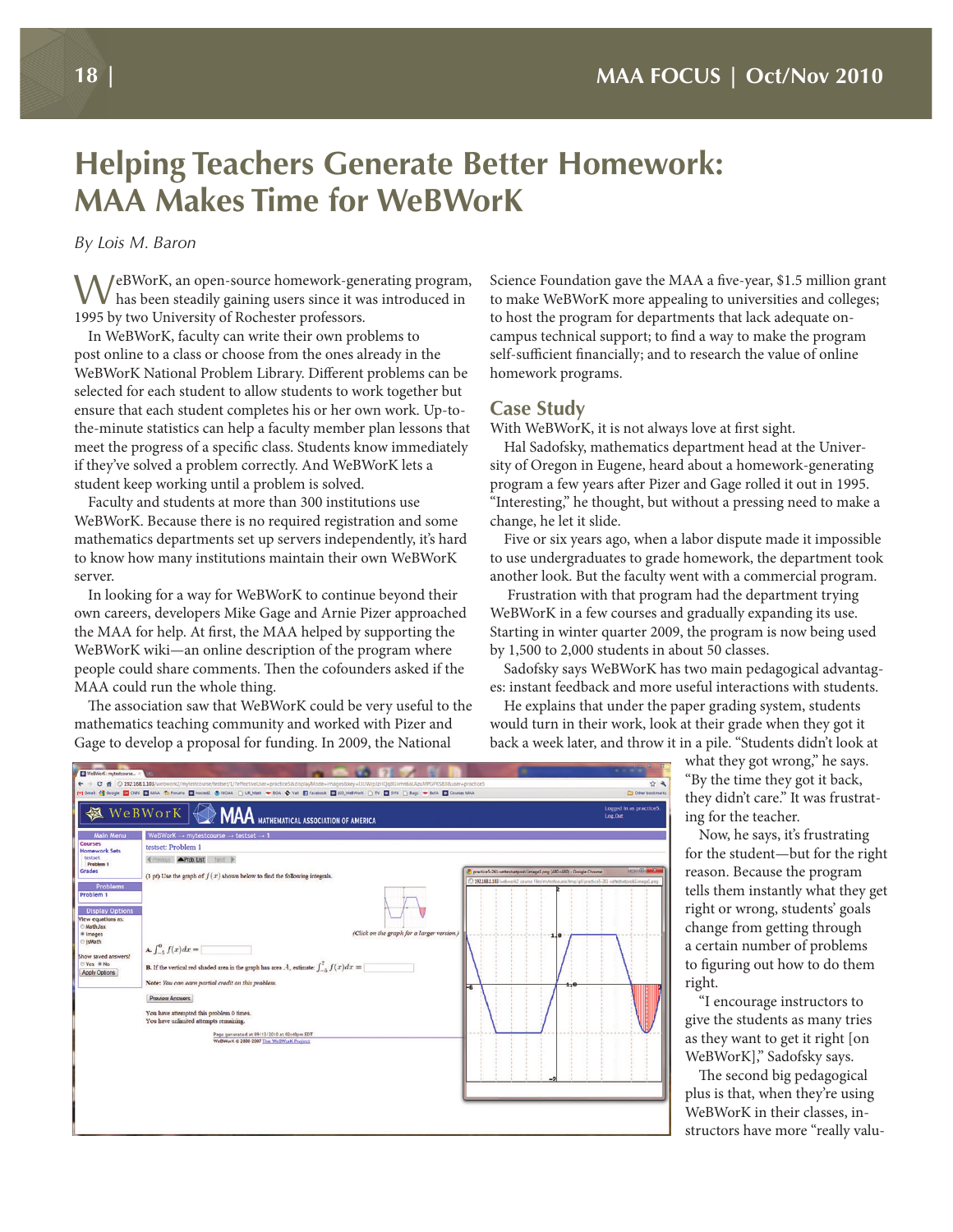# Helping Teachers Generate Better Homework: MAA Makes Time for WeBWorK

*By Lois M. Baron*

WeBWorK, an open-source homework-generating program, has been steadily gaining users since it was introduced in 1995 by two University of Rochester professors.

In WeBWorK, faculty can write their own problems to post online to a class or choose from the ones already in the WeBWorK National Problem Library. Different problems can be selected for each student to allow students to work together but ensure that each student completes his or her own work. Up-to-the-minute statistics can help a faculty member plan lessons that meet the progress of a specific class. Students know immediately if they've solved a problem correctly. And WeBWorK lets a student keep working until a problem is solved.

Faculty and students at more than 300 institutions use WeBWorK. Because there is no required registration and some mathematics departments set up servers independently, it's hard to know how many institutions maintain their own WeBWorK server.

In looking for a way for WeBWorK to continue beyond their own careers, developers Mike Gage and Arnie Pizer approached the MAA for help. At first, the MAA helped by supporting the WeBWorK wiki—an online description of the program where people could share comments. Then the cofounders asked if the MAA could run the whole thing.

The association saw that WeBWorK could be very useful to the mathematics teaching community and worked with Pizer and Gage to develop a proposal for funding. In 2009, the National Science Foundation gave the MAA a five-year, $1.5 million grant to make WeBWorK more appealing to universities and colleges; to host the program for departments that lack adequate on-campus technical support; to find a way to make the program self-sufficient financially; and to research the value of online homework programs.

## Case Study

With WeBWorK, it is not always love at first sight.

Hal Sadofsky, mathematics department head at the University of Oregon in Eugene, heard about a homework-generating program a few years after Pizer and Gage rolled it out in 1995. "Interesting," he thought, but without a pressing need to make a change, he let it slide.

Five or six years ago, when a labor dispute made it impossible to use undergraduates to grade homework, the department took another look. But the faculty went with a commercial program.

Frustration with that program had the department trying WeBWorK in a few courses and gradually expanding its use. Starting in winter quarter 2009, the program is now being used by 1,500 to 2,000 students in about 50 classes.

Sadofsky says WeBWorK has two main pedagogical advantages: instant feedback and more useful interactions with students.

He explains that under the paper grading system, students would turn in their work, look at their grade when they got it back a week later, and throw it in a pile. "Students didn't look at what they got wrong," he says. "By the time they got it back, they didn't care." It was frustrating for the teacher.

Now, he says, it's frustrating for the student—but for the right reason. Because the program tells them instantly what they get right or wrong, students' goals change from getting through a certain number of problems to figuring out how to do them right.

"I encourage instructors to give the students as many tries as they want to get it right [on WeBWorK]," Sadofsky says.

The second big pedagogical plus is that, when they're using WeBWorK in their classes, instructors have more "really valu-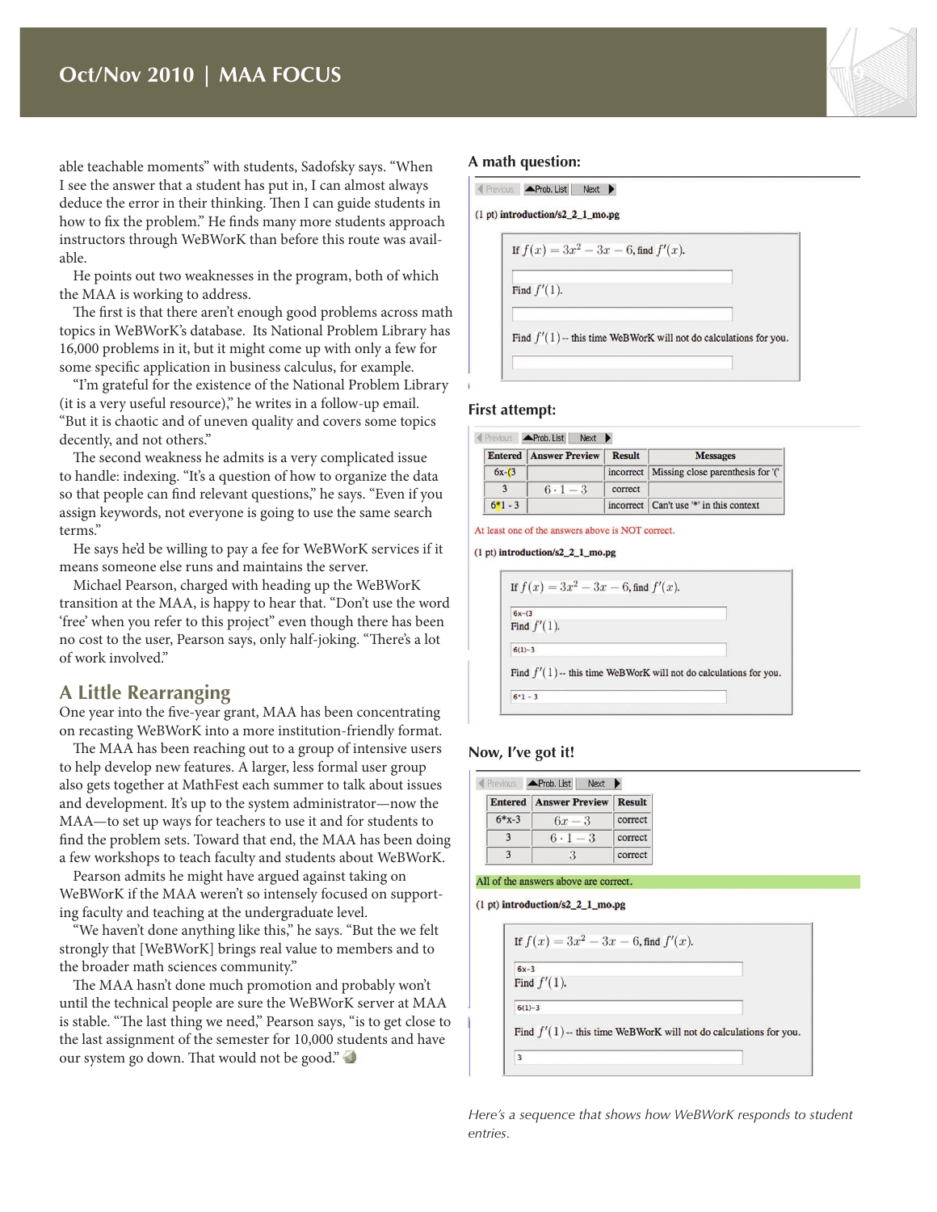able teachable moments" with students, Sadofsky says. "When I see the answer that a student has put in, I can almost always deduce the error in their thinking. Then I can guide students in how to fix the problem." He finds many more students approach instructors through WeBWorK than before this route was available.

He points out two weaknesses in the program, both of which the MAA is working to address.

The first is that there aren't enough good problems across math topics in WeBWorK's database. Its National Problem Library has 16,000 problems in it, but it might come up with only a few for some specific application in business calculus, for example.

"I'm grateful for the existence of the National Problem Library (it is a very useful resource)," he writes in a follow-up email. "But it is chaotic and of uneven quality and covers some topics decently, and not others."

The second weakness he admits is a very complicated issue to handle: indexing. "It's a question of how to organize the data so that people can find relevant questions," he says. "Even if you assign keywords, not everyone is going to use the same search terms."

He says he'd be willing to pay a fee for WeBWorK services if it means someone else runs and maintains the server.

Michael Pearson, charged with heading up the WeBWorK transition at the MAA, is happy to hear that. "Don't use the word 'free' when you refer to this project" even though there has been no cost to the user, Pearson says, only half-joking. "There's a lot of work involved."

## A Little Rearranging

One year into the five-year grant, MAA has been concentrating on recasting WeBWorK into a more institution-friendly format.

The MAA has been reaching out to a group of intensive users to help develop new features. A larger, less formal user group also gets together at MathFest each summer to talk about issues and development. It's up to the system administrator—now the MAA—to set up ways for teachers to use it and for students to find the problem sets. Toward that end, the MAA has been doing a few workshops to teach faculty and students about WeBWorK.

Pearson admits he might have argued against taking on WeBWorK if the MAA weren't so intensely focused on supporting faculty and teaching at the undergraduate level.

"We haven't done anything like this," he says. "But the we felt strongly that [WeBWorK] brings real value to members and to the broader math sciences community."

The MAA hasn't done much promotion and probably won't until the technical people are sure the WeBWorK server at MAA is stable. "The last thing we need," Pearson says, "is to get close to the last assignment of the semester for 10,000 students and have our system go down. That would not be good."

### A math question:

Previous | Prob. List | Next

(1 pt) **introduction/s2_2_1_mo.pg**

If $f(x) = 3x^2 - 3x - 6$, find $f'(x)$.

Find $f'(1)$.

Find $f'(1)$ -- this time WeBWorK will not do calculations for you.

### First attempt:

Previous | Prob. List | Next

| Entered | Answer Preview | Result | Messages |
|---|---|---|---|
| 6x-(3 | | incorrect | Missing close parenthesis for '(' |
| 3 | $6 \cdot 1 - 3$ | correct | |
| 6*1 - 3 | | incorrect | Can't use '*' in this context |

At least one of the answers above is NOT correct.

(1 pt) **introduction/s2_2_1_mo.pg**

If $f(x) = 3x^2 - 3x - 6$, find $f'(x)$.

6x-(3

Find $f'(1)$.

6(1)-3

Find $f'(1)$ -- this time WeBWorK will not do calculations for you.

6*1 - 3

### Now, I've got it!

Previous | Prob. List | Next

| Entered | Answer Preview | Result |
|---|---|---|
| 6*x-3 | $6x - 3$ | correct |
| 3 | $6 \cdot 1 - 3$ | correct |
| 3 | $3$ | correct |

All of the answers above are correct.

(1 pt) **introduction/s2_2_1_mo.pg**

If $f(x) = 3x^2 - 3x - 6$, find $f'(x)$.

6x-3

Find $f'(1)$.

6(1)-3

Find $f'(1)$ -- this time WeBWorK will not do calculations for you.

3

*Here's a sequence that shows how WeBWorK responds to student entries.*